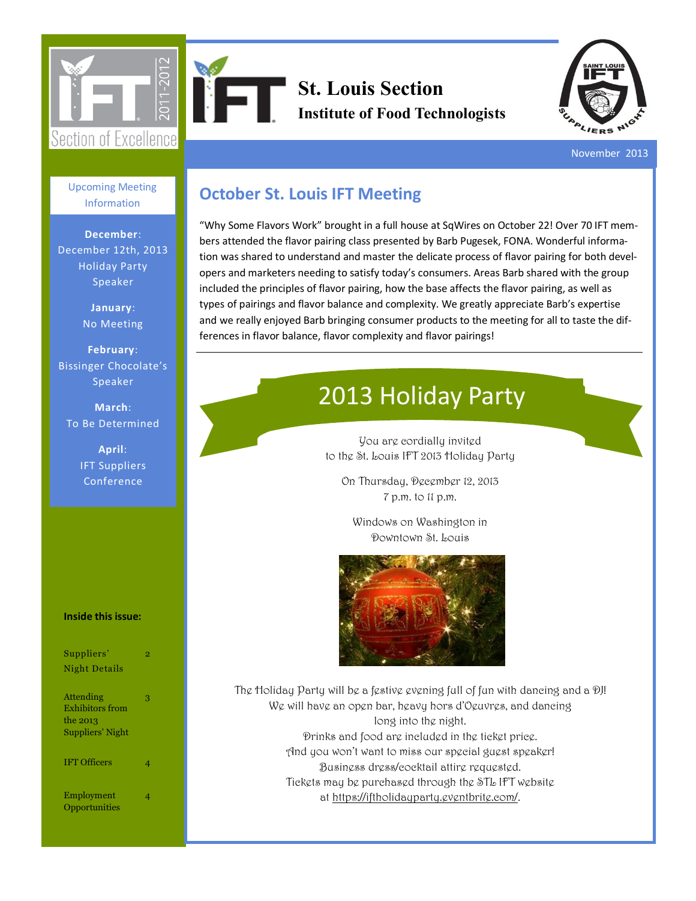# St. Louis Section
## Institute of Food Technologists

November 2013

## October St. Louis IFT Meeting

"Why Some Flavors Work" brought in a full house at SqWires on October 22! Over 70 IFT members attended the flavor pairing class presented by Barb Pugesek, FONA. Wonderful information was shared to understand and master the delicate process of flavor pairing for both developers and marketers needing to satisfy today's consumers. Areas Barb shared with the group included the principles of flavor pairing, how the base affects the flavor pairing, as well as types of pairings and flavor balance and complexity. We greatly appreciate Barb's expertise and we really enjoyed Barb bringing consumer products to the meeting for all to taste the differences in flavor balance, flavor complexity and flavor pairings!

## 2013 Holiday Party

You are cordially invited
to the St. Louis IFT 2013 Holiday Party

On Thursday, December 12, 2013
7 p.m. to 11 p.m.

Windows on Washington in
Downtown St. Louis

The Holiday Party will be a festive evening full of fun with dancing and a DJ!
We will have an open bar, heavy hors d'Oeuvres, and dancing
long into the night.
Drinks and food are included in the ticket price.
And you won't want to miss our special guest speaker!
Business dress/cocktail attire requested.
Tickets may be purchased through the STL IFT website
at https://iftholidayparty.eventbrite.com/.

### Upcoming Meeting Information

**December**:
December 12th, 2013
Holiday Party
Speaker

**January**:
No Meeting

**February**:
Bissinger Chocolate's
Speaker

**March**:
To Be Determined

**April**:
IFT Suppliers
Conference

### Inside this issue:

| | |
|---|---|
| Suppliers' Night Details | 2 |
| Attending Exhibitors from the 2013 Suppliers' Night | 3 |
| IFT Officers | 4 |
| Employment Opportunities | 4 |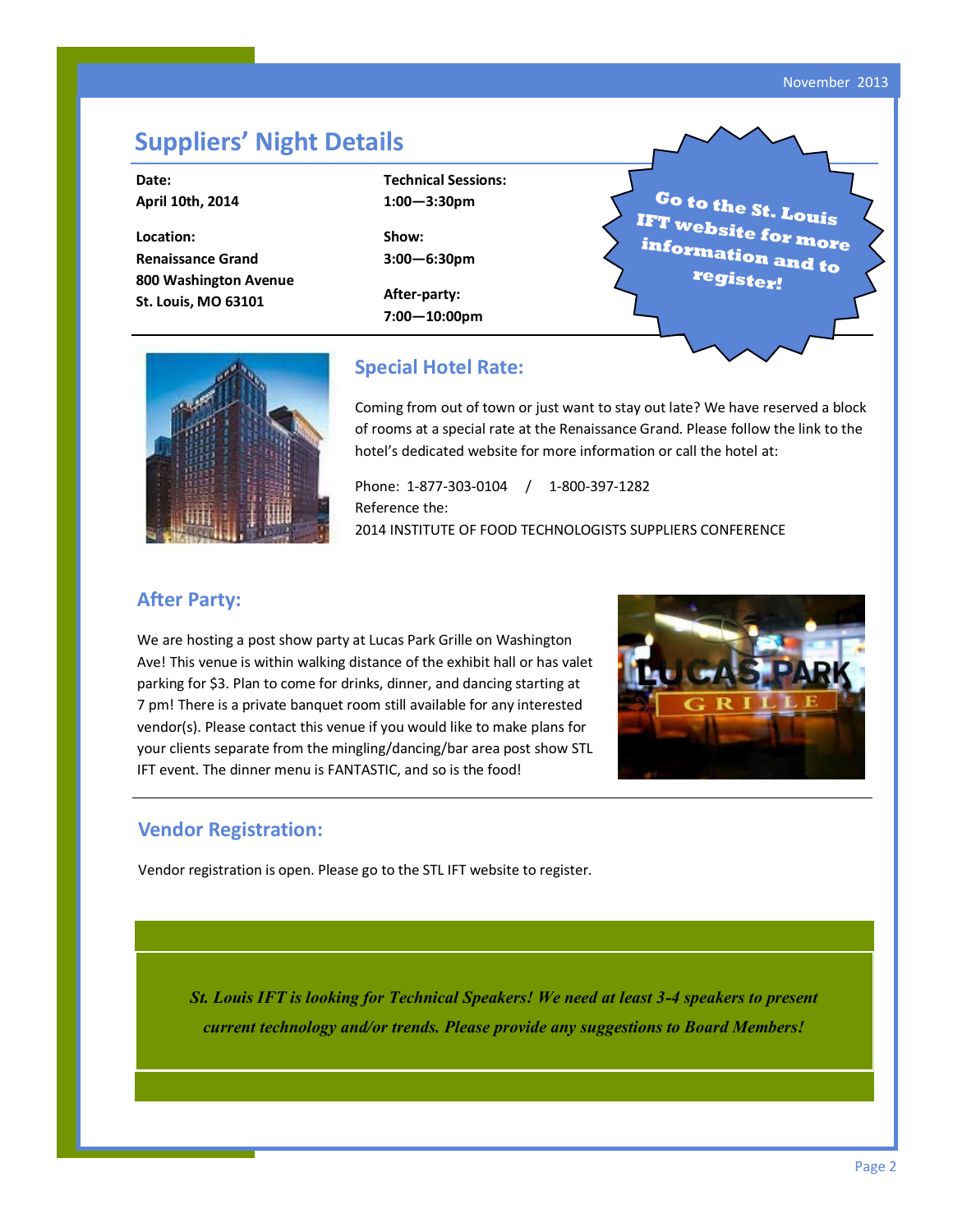## Suppliers' Night Details

**Date:**
**April 10th, 2014**

**Location:**
**Renaissance Grand**
**800 Washington Avenue**
**St. Louis, MO 63101**

**Technical Sessions:**
**1:00—3:30pm**

**Show:**
**3:00—6:30pm**

**After-party:**
**7:00—10:00pm**

**Go to the St. Louis IFT website for more information and to register!**

### Special Hotel Rate:

Coming from out of town or just want to stay out late? We have reserved a block of rooms at a special rate at the Renaissance Grand. Please follow the link to the hotel's dedicated website for more information or call the hotel at:

Phone: 1-877-303-0104 / 1-800-397-1282
Reference the:
2014 INSTITUTE OF FOOD TECHNOLOGISTS SUPPLIERS CONFERENCE

### After Party:

We are hosting a post show party at Lucas Park Grille on Washington Ave! This venue is within walking distance of the exhibit hall or has valet parking for $3. Plan to come for drinks, dinner, and dancing starting at 7 pm! There is a private banquet room still available for any interested vendor(s). Please contact this venue if you would like to make plans for your clients separate from the mingling/dancing/bar area post show STL IFT event. The dinner menu is FANTASTIC, and so is the food!

### Vendor Registration:

Vendor registration is open. Please go to the STL IFT website to register.

***St. Louis IFT is looking for Technical Speakers! We need at least 3-4 speakers to present current technology and/or trends. Please provide any suggestions to Board Members!***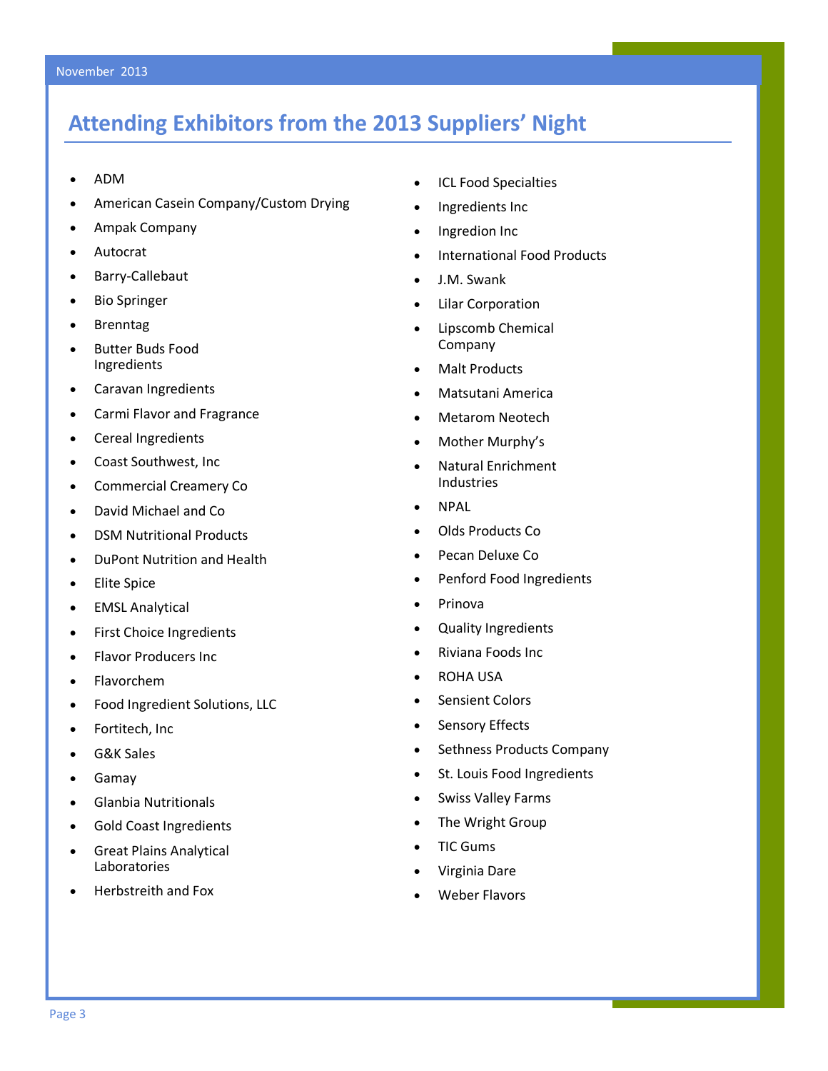## Attending Exhibitors from the 2013 Suppliers' Night

- ADM
- American Casein Company/Custom Drying
- Ampak Company
- Autocrat
- Barry-Callebaut
- Bio Springer
- Brenntag
- Butter Buds Food Ingredients
- Caravan Ingredients
- Carmi Flavor and Fragrance
- Cereal Ingredients
- Coast Southwest, Inc
- Commercial Creamery Co
- David Michael and Co
- DSM Nutritional Products
- DuPont Nutrition and Health
- Elite Spice
- EMSL Analytical
- First Choice Ingredients
- Flavor Producers Inc
- Flavorchem
- Food Ingredient Solutions, LLC
- Fortitech, Inc
- G&K Sales
- Gamay
- Glanbia Nutritionals
- Gold Coast Ingredients
- Great Plains Analytical Laboratories
- Herbstreith and Fox
- ICL Food Specialties
- Ingredients Inc
- Ingredion Inc
- International Food Products
- J.M. Swank
- Lilar Corporation
- Lipscomb Chemical Company
- Malt Products
- Matsutani America
- Metarom Neotech
- Mother Murphy's
- Natural Enrichment Industries
- NPAL
- Olds Products Co
- Pecan Deluxe Co
- Penford Food Ingredients
- Prinova
- Quality Ingredients
- Riviana Foods Inc
- ROHA USA
- Sensient Colors
- Sensory Effects
- Sethness Products Company
- St. Louis Food Ingredients
- Swiss Valley Farms
- The Wright Group
- TIC Gums
- Virginia Dare
- Weber Flavors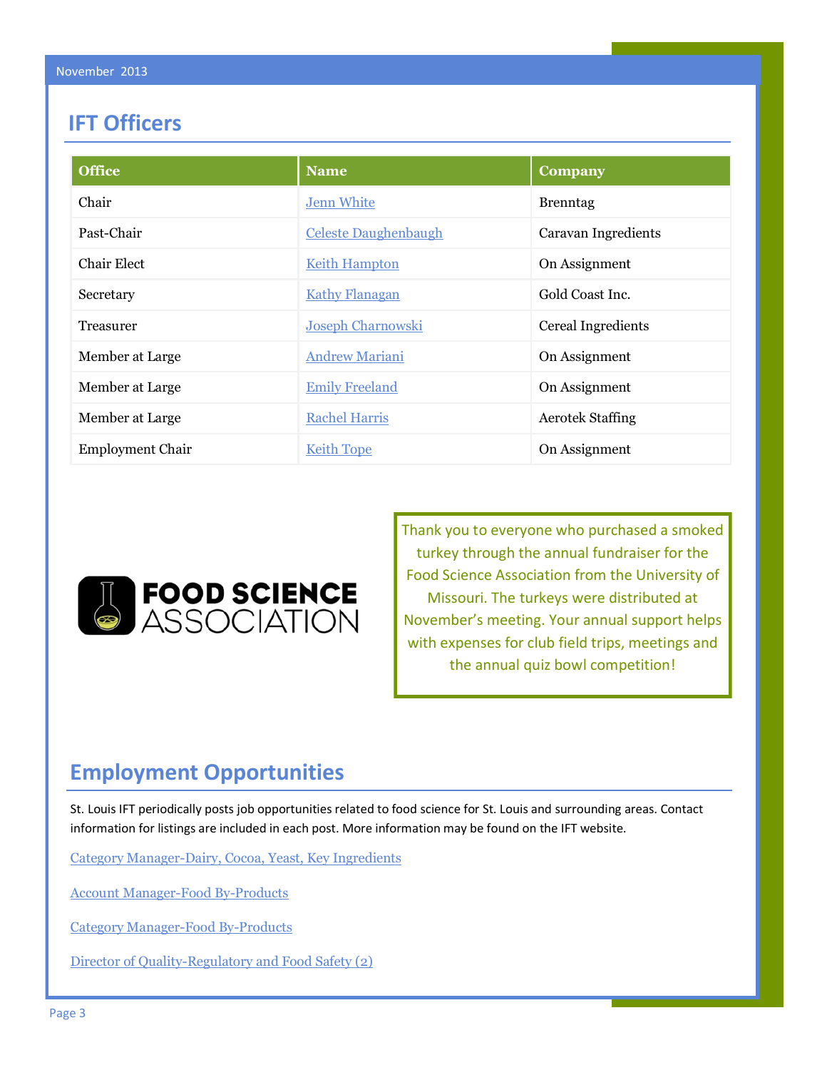## IFT Officers

| Office | Name | Company |
|---|---|---|
| Chair | Jenn White | Brenntag |
| Past-Chair | Celeste Daughenbaugh | Caravan Ingredients |
| Chair Elect | Keith Hampton | On Assignment |
| Secretary | Kathy Flanagan | Gold Coast Inc. |
| Treasurer | Joseph Charnowski | Cereal Ingredients |
| Member at Large | Andrew Mariani | On Assignment |
| Member at Large | Emily Freeland | On Assignment |
| Member at Large | Rachel Harris | Aerotek Staffing |
| Employment Chair | Keith Tope | On Assignment |

FOOD SCIENCE ASSOCIATION

Thank you to everyone who purchased a smoked turkey through the annual fundraiser for the Food Science Association from the University of Missouri. The turkeys were distributed at November's meeting. Your annual support helps with expenses for club field trips, meetings and the annual quiz bowl competition!

## Employment Opportunities

St. Louis IFT periodically posts job opportunities related to food science for St. Louis and surrounding areas. Contact information for listings are included in each post. More information may be found on the IFT website.

Category Manager-Dairy, Cocoa, Yeast, Key Ingredients

Account Manager-Food By-Products

Category Manager-Food By-Products

Director of Quality-Regulatory and Food Safety (2)